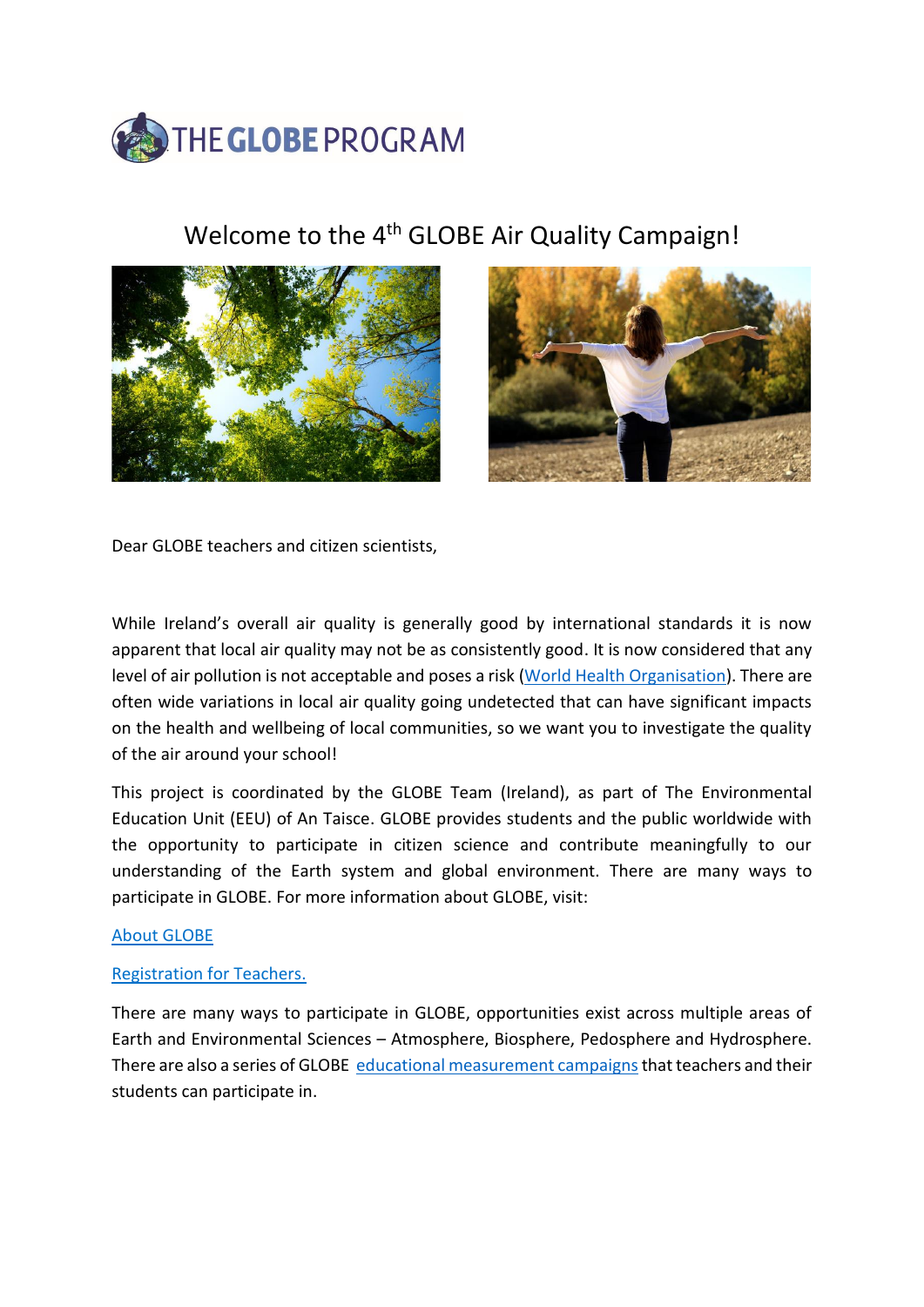# THE GLOBE PROGRAM

## Welcome to the 4th GLOBE Air Quality Campaign!

Dear GLOBE teachers and citizen scientists,

While Ireland's overall air quality is generally good by international standards it is now apparent that local air quality may not be as consistently good. It is now considered that any level of air pollution is not acceptable and poses a risk (World Health Organisation). There are often wide variations in local air quality going undetected that can have significant impacts on the health and wellbeing of local communities, so we want you to investigate the quality of the air around your school!

This project is coordinated by the GLOBE Team (Ireland), as part of The Environmental Education Unit (EEU) of An Taisce. GLOBE provides students and the public worldwide with the opportunity to participate in citizen science and contribute meaningfully to our understanding of the Earth system and global environment. There are many ways to participate in GLOBE. For more information about GLOBE, visit:

About GLOBE

Registration for Teachers.

There are many ways to participate in GLOBE, opportunities exist across multiple areas of Earth and Environmental Sciences – Atmosphere, Biosphere, Pedosphere and Hydrosphere. There are also a series of GLOBE educational measurement campaigns that teachers and their students can participate in.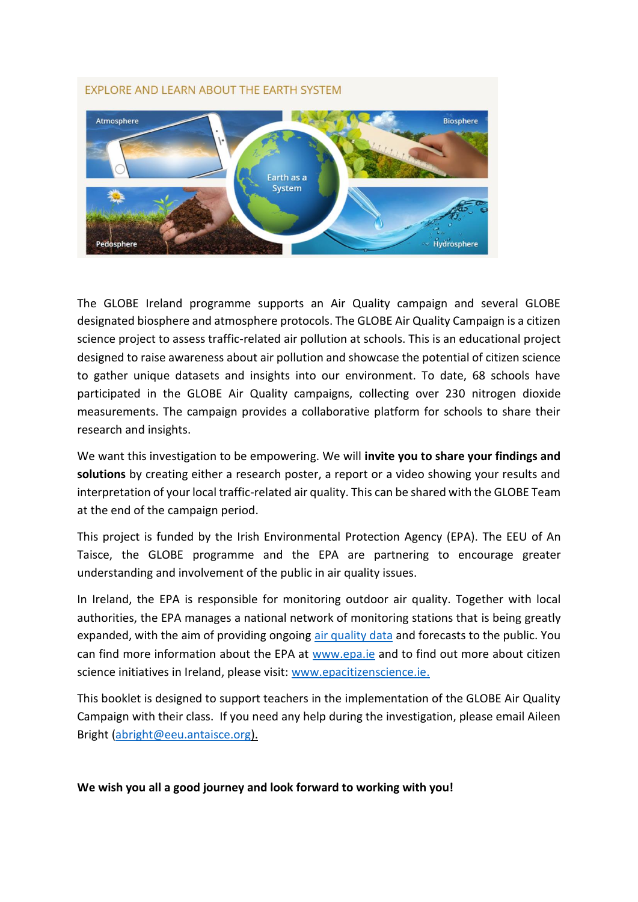The GLOBE Ireland programme supports an Air Quality campaign and several GLOBE designated biosphere and atmosphere protocols. The GLOBE Air Quality Campaign is a citizen science project to assess traffic-related air pollution at schools. This is an educational project designed to raise awareness about air pollution and showcase the potential of citizen science to gather unique datasets and insights into our environment. To date, 68 schools have participated in the GLOBE Air Quality campaigns, collecting over 230 nitrogen dioxide measurements. The campaign provides a collaborative platform for schools to share their research and insights.

We want this investigation to be empowering. We will **invite you to share your findings and solutions** by creating either a research poster, a report or a video showing your results and interpretation of your local traffic-related air quality. This can be shared with the GLOBE Team at the end of the campaign period.

This project is funded by the Irish Environmental Protection Agency (EPA). The EEU of An Taisce, the GLOBE programme and the EPA are partnering to encourage greater understanding and involvement of the public in air quality issues.

In Ireland, the EPA is responsible for monitoring outdoor air quality. Together with local authorities, the EPA manages a national network of monitoring stations that is being greatly expanded, with the aim of providing ongoing air quality data and forecasts to the public. You can find more information about the EPA at www.epa.ie and to find out more about citizen science initiatives in Ireland, please visit: www.epacitizenscience.ie.

This booklet is designed to support teachers in the implementation of the GLOBE Air Quality Campaign with their class. If you need any help during the investigation, please email Aileen Bright (abright@eeu.antaisce.org).

**We wish you all a good journey and look forward to working with you!**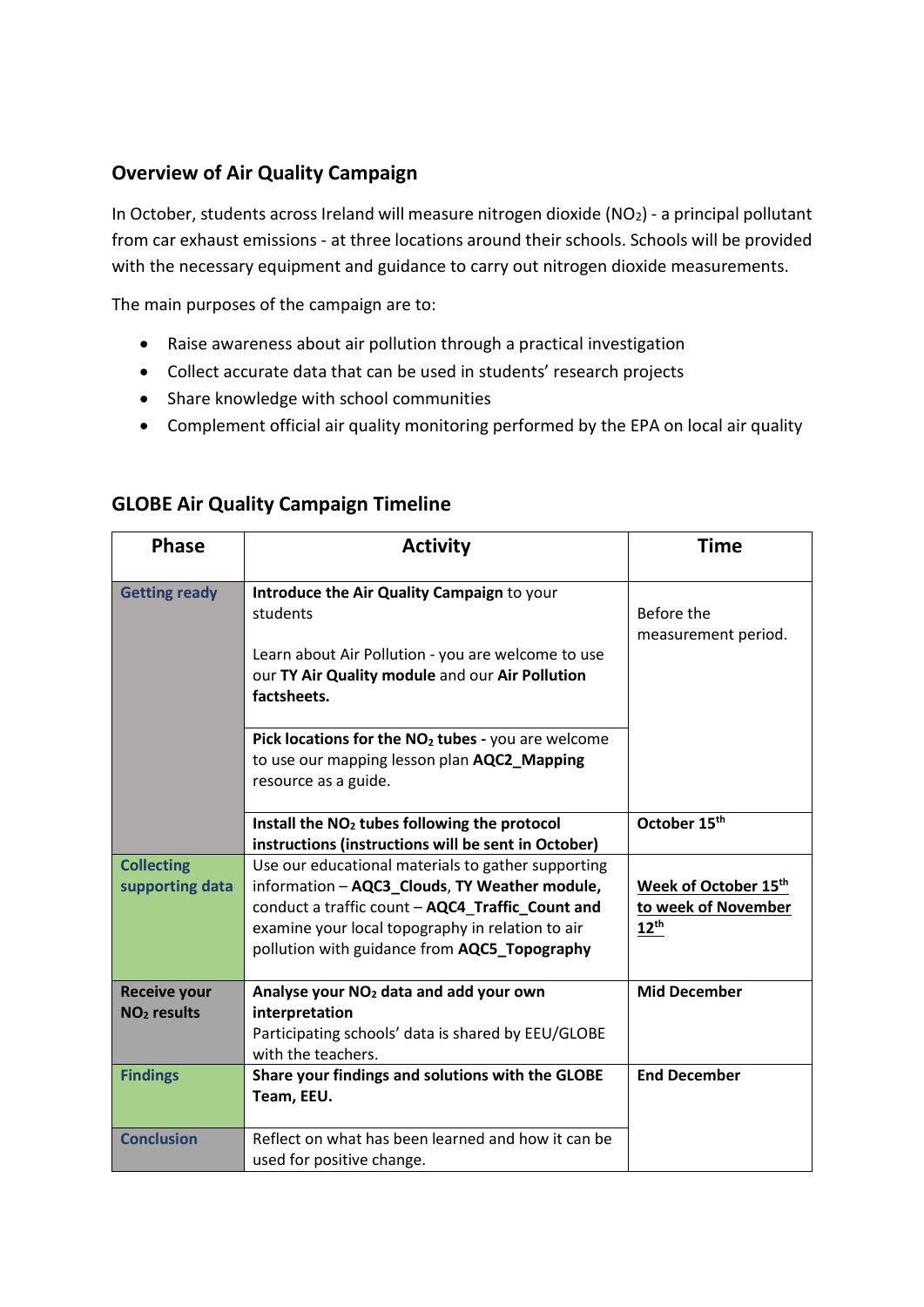## Overview of Air Quality Campaign

In October, students across Ireland will measure nitrogen dioxide ($NO_2$) - a principal pollutant from car exhaust emissions - at three locations around their schools. Schools will be provided with the necessary equipment and guidance to carry out nitrogen dioxide measurements.

The main purposes of the campaign are to:

- Raise awareness about air pollution through a practical investigation
- Collect accurate data that can be used in students' research projects
- Share knowledge with school communities
- Complement official air quality monitoring performed by the EPA on local air quality

## GLOBE Air Quality Campaign Timeline

| Phase | Activity | Time |
|---|---|---|
| Getting ready | **Introduce the Air Quality Campaign** to your students<br><br>Learn about Air Pollution - you are welcome to use our **TY Air Quality module** and our **Air Pollution factsheets.** | Before the measurement period. |
| | **Pick locations for the $NO_2$ tubes -** you are welcome to use our mapping lesson plan **AQC2_Mapping** resource as a guide. | |
| | **Install the $NO_2$ tubes following the protocol instructions (instructions will be sent in October)** | **October 15th** |
| Collecting supporting data | Use our educational materials to gather supporting information – **AQC3_Clouds**, **TY Weather module,** conduct a traffic count – **AQC4_Traffic_Count and** examine your local topography in relation to air pollution with guidance from **AQC5_Topography** | **Week of October 15th to week of November 12th** |
| **Receive your $NO_2$ results** | **Analyse your $NO_2$ data and add your own interpretation**<br>Participating schools' data is shared by EEU/GLOBE with the teachers. | **Mid December** |
| Findings | **Share your findings and solutions with the GLOBE Team, EEU.** | **End December** |
| Conclusion | Reflect on what has been learned and how it can be used for positive change. | |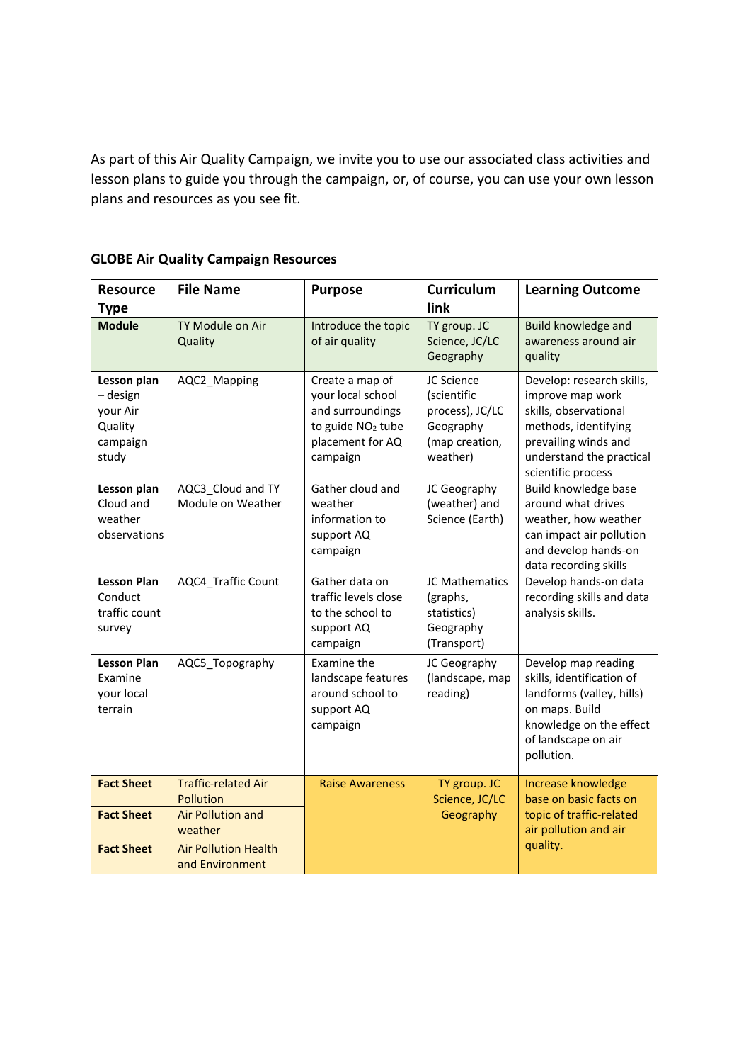As part of this Air Quality Campaign, we invite you to use our associated class activities and lesson plans to guide you through the campaign, or, of course, you can use your own lesson plans and resources as you see fit.

**GLOBE Air Quality Campaign Resources**

| Resource Type | File Name | Purpose | Curriculum link | Learning Outcome |
|---|---|---|---|---|
| **Module** | TY Module on Air Quality | Introduce the topic of air quality | TY group. JC Science, JC/LC Geography | Build knowledge and awareness around air quality |
| **Lesson plan** – design your Air Quality campaign study | AQC2_Mapping | Create a map of your local school and surroundings to guide $NO_2$ tube placement for AQ campaign | JC Science (scientific process), JC/LC Geography (map creation, weather) | Develop: research skills, improve map work skills, observational methods, identifying prevailing winds and understand the practical scientific process |
| **Lesson plan** Cloud and weather observations | AQC3_Cloud and TY Module on Weather | Gather cloud and weather information to support AQ campaign | JC Geography (weather) and Science (Earth) | Build knowledge base around what drives weather, how weather can impact air pollution and develop hands-on data recording skills |
| **Lesson Plan** Conduct traffic count survey | AQC4_Traffic Count | Gather data on traffic levels close to the school to support AQ campaign | JC Mathematics (graphs, statistics) Geography (Transport) | Develop hands-on data recording skills and data analysis skills. |
| **Lesson Plan** Examine your local terrain | AQC5_Topography | Examine the landscape features around school to support AQ campaign | JC Geography (landscape, map reading) | Develop map reading skills, identification of landforms (valley, hills) on maps. Build knowledge on the effect of landscape on air pollution. |
| **Fact Sheet** | Traffic-related Air Pollution | Raise Awareness | TY group. JC Science, JC/LC Geography | Increase knowledge base on basic facts on topic of traffic-related air pollution and air quality. |
| **Fact Sheet** | Air Pollution and weather | | | |
| **Fact Sheet** | Air Pollution Health and Environment | | | |